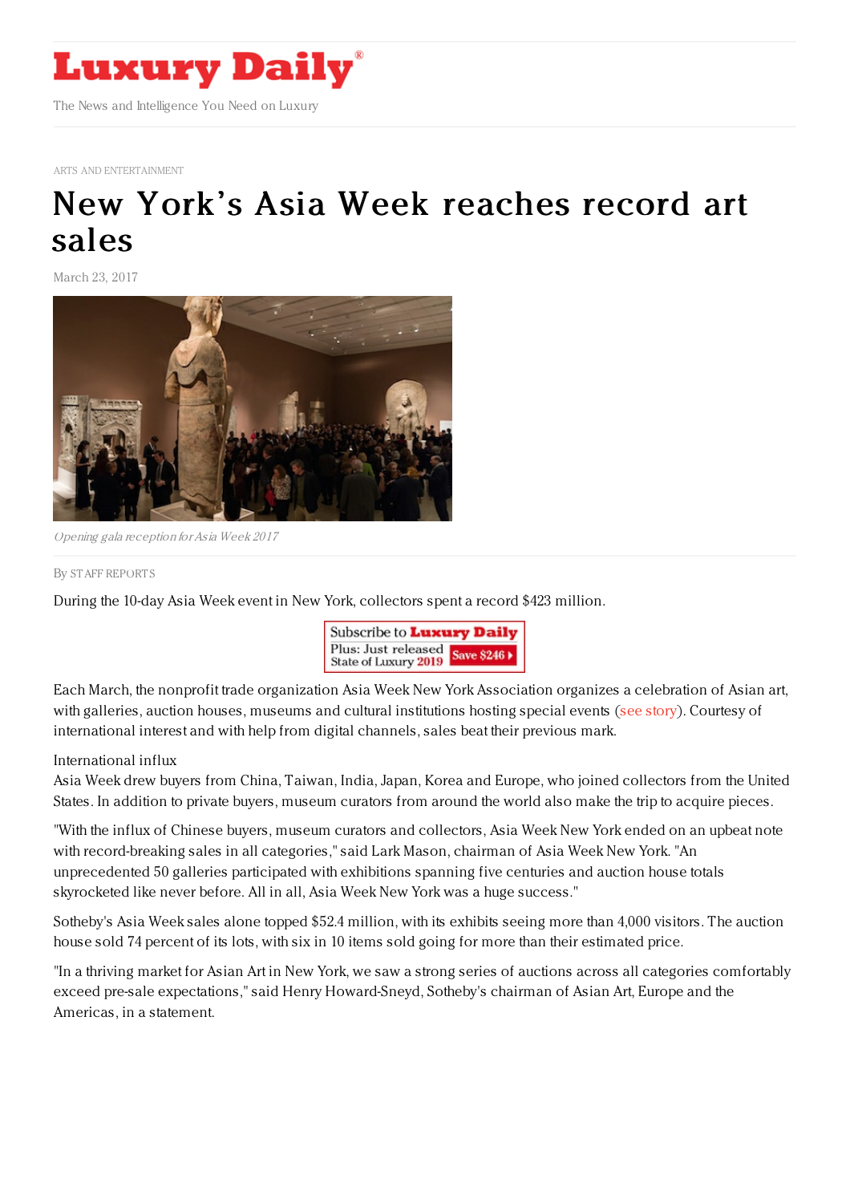# Luxury Daily

The News and Intelligence You Need on Luxury

ARTS AND ENTERTAINMENT

# New York's Asia Week reaches record art sales

March 23, 2017

*Opening gala reception for Asia Week 2017*

By STAFF REPORTS

During the 10-day Asia Week event in New York, collectors spent a record $423 million.

Each March, the nonprofit trade organization Asia Week New York Association organizes a celebration of Asian art, with galleries, auction houses, museums and cultural institutions hosting special events (see story). Courtesy of international interest and with help from digital channels, sales beat their previous mark.

International influx

Asia Week drew buyers from China, Taiwan, India, Japan, Korea and Europe, who joined collectors from the United States. In addition to private buyers, museum curators from around the world also make the trip to acquire pieces.

"With the influx of Chinese buyers, museum curators and collectors, Asia Week New York ended on an upbeat note with record-breaking sales in all categories," said Lark Mason, chairman of Asia Week New York. "An unprecedented 50 galleries participated with exhibitions spanning five centuries and auction house totals skyrocketed like never before. All in all, Asia Week New York was a huge success."

Sotheby's Asia Week sales alone topped $52.4 million, with its exhibits seeing more than 4,000 visitors. The auction house sold 74 percent of its lots, with six in 10 items sold going for more than their estimated price.

"In a thriving market for Asian Art in New York, we saw a strong series of auctions across all categories comfortably exceed pre-sale expectations," said Henry Howard-Sneyd, Sotheby's chairman of Asian Art, Europe and the Americas, in a statement.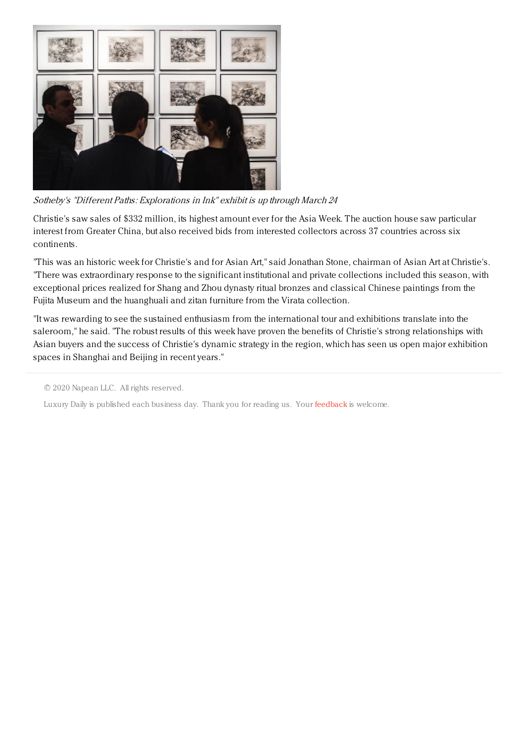*Sotheby's "Different Paths: Explorations in Ink" exhibit is up through March 24*

Christie's saw sales of $332 million, its highest amount ever for the Asia Week. The auction house saw particular interest from Greater China, but also received bids from interested collectors across 37 countries across six continents.

"This was an historic week for Christie's and for Asian Art," said Jonathan Stone, chairman of Asian Art at Christie's. "There was extraordinary response to the significant institutional and private collections included this season, with exceptional prices realized for Shang and Zhou dynasty ritual bronzes and classical Chinese paintings from the Fujita Museum and the huanghuali and zitan furniture from the Virata collection.

"It was rewarding to see the sustained enthusiasm from the international tour and exhibitions translate into the saleroom," he said. "The robust results of this week have proven the benefits of Christie's strong relationships with Asian buyers and the success of Christie's dynamic strategy in the region, which has seen us open major exhibition spaces in Shanghai and Beijing in recent years."

© 2020 Napean LLC. All rights reserved.

Luxury Daily is published each business day. Thank you for reading us. Your feedback is welcome.